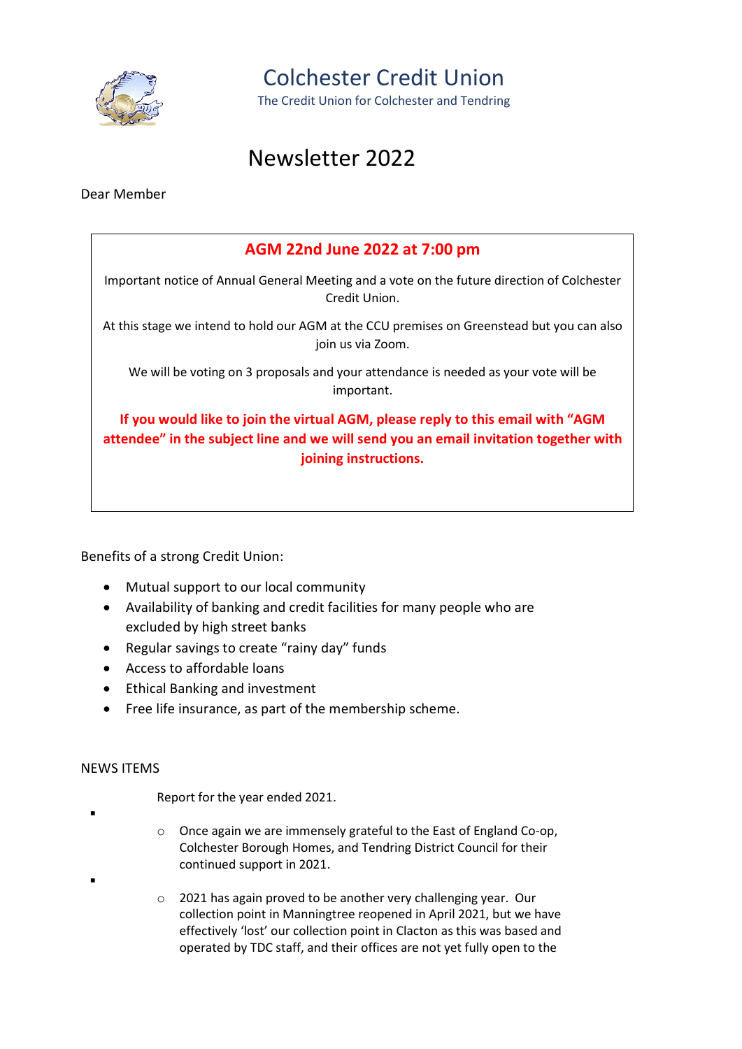# Colchester Credit Union

The Credit Union for Colchester and Tendring

## Newsletter 2022

Dear Member

**AGM 22nd June 2022 at 7:00 pm**

Important notice of Annual General Meeting and a vote on the future direction of Colchester Credit Union.

At this stage we intend to hold our AGM at the CCU premises on Greenstead but you can also join us via Zoom.

We will be voting on 3 proposals and your attendance is needed as your vote will be important.

**If you would like to join the virtual AGM, please reply to this email with "AGM attendee" in the subject line and we will send you an email invitation together with joining instructions.**

Benefits of a strong Credit Union:

- Mutual support to our local community
- Availability of banking and credit facilities for many people who are excluded by high street banks
- Regular savings to create "rainy day" funds
- Access to affordable loans
- Ethical Banking and investment
- Free life insurance, as part of the membership scheme.

NEWS ITEMS

Report for the year ended 2021.

- Once again we are immensely grateful to the East of England Co-op, Colchester Borough Homes, and Tendring District Council for their continued support in 2021.
- 2021 has again proved to be another very challenging year. Our collection point in Manningtree reopened in April 2021, but we have effectively 'lost' our collection point in Clacton as this was based and operated by TDC staff, and their offices are not yet fully open to the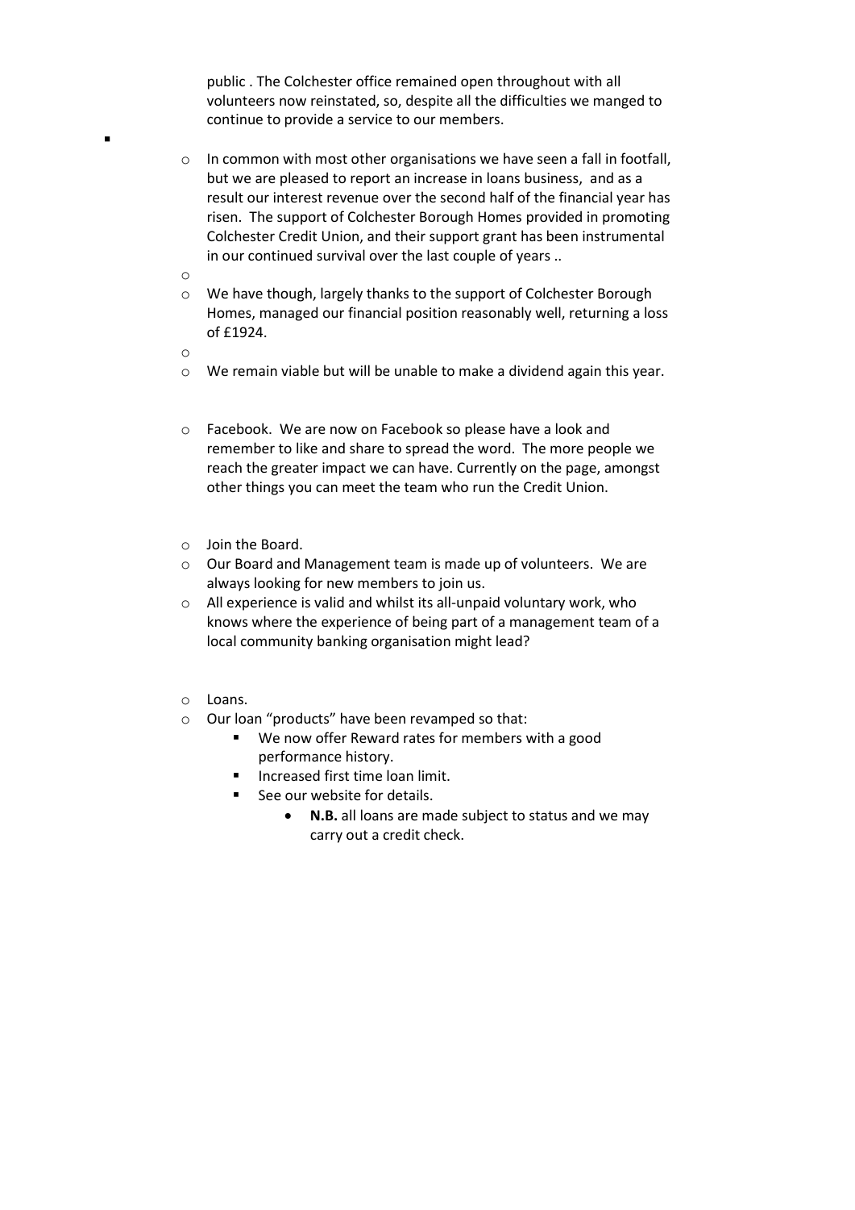public . The Colchester office remained open throughout with all volunteers now reinstated, so, despite all the difficulties we manged to continue to provide a service to our members.

- In common with most other organisations we have seen a fall in footfall, but we are pleased to report an increase in loans business, and as a result our interest revenue over the second half of the financial year has risen. The support of Colchester Borough Homes provided in promoting Colchester Credit Union, and their support grant has been instrumental in our continued survival over the last couple of years ..
- We have though, largely thanks to the support of Colchester Borough Homes, managed our financial position reasonably well, returning a loss of £1924.
- We remain viable but will be unable to make a dividend again this year.

- Facebook. We are now on Facebook so please have a look and remember to like and share to spread the word. The more people we reach the greater impact we can have. Currently on the page, amongst other things you can meet the team who run the Credit Union.

- Join the Board.
- Our Board and Management team is made up of volunteers. We are always looking for new members to join us.
- All experience is valid and whilst its all-unpaid voluntary work, who knows where the experience of being part of a management team of a local community banking organisation might lead?

- Loans.
- Our loan "products" have been revamped so that:
  - We now offer Reward rates for members with a good performance history.
  - Increased first time loan limit.
  - See our website for details.
    - **N.B.** all loans are made subject to status and we may carry out a credit check.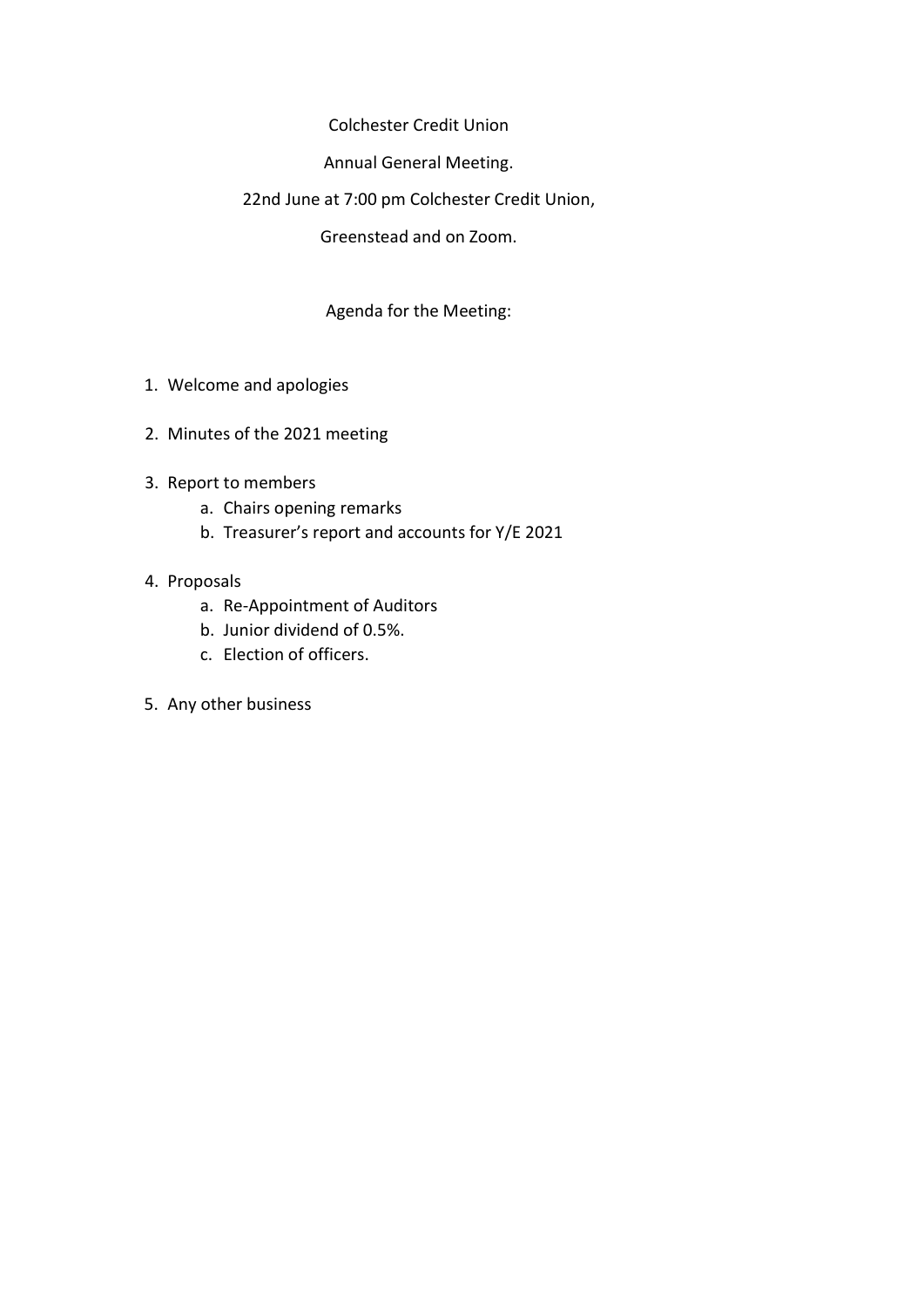Colchester Credit Union

Annual General Meeting.

22nd June at 7:00 pm Colchester Credit Union,

Greenstead and on Zoom.

Agenda for the Meeting:

1. Welcome and apologies
2. Minutes of the 2021 meeting
3. Report to members
    a. Chairs opening remarks
    b. Treasurer's report and accounts for Y/E 2021
4. Proposals
    a. Re-Appointment of Auditors
    b. Junior dividend of 0.5%.
    c. Election of officers.
5. Any other business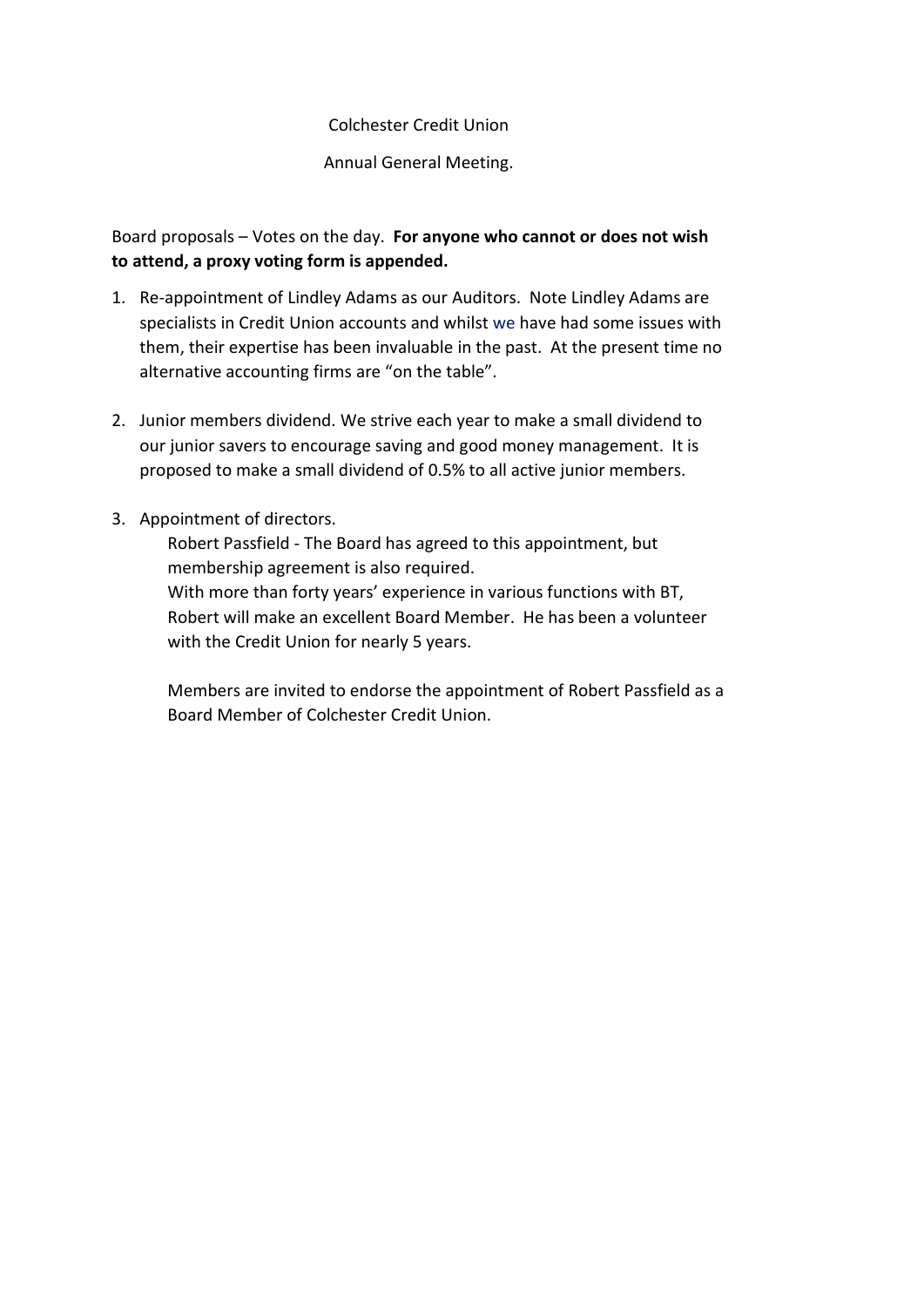Colchester Credit Union

Annual General Meeting.

Board proposals – Votes on the day. **For anyone who cannot or does not wish to attend, a proxy voting form is appended.**

1. Re-appointment of Lindley Adams as our Auditors. Note Lindley Adams are specialists in Credit Union accounts and whilst we have had some issues with them, their expertise has been invaluable in the past. At the present time no alternative accounting firms are "on the table".

2. Junior members dividend. We strive each year to make a small dividend to our junior savers to encourage saving and good money management. It is proposed to make a small dividend of 0.5% to all active junior members.

3. Appointment of directors.

   Robert Passfield - The Board has agreed to this appointment, but membership agreement is also required.
   With more than forty years' experience in various functions with BT, Robert will make an excellent Board Member. He has been a volunteer with the Credit Union for nearly 5 years.

   Members are invited to endorse the appointment of Robert Passfield as a Board Member of Colchester Credit Union.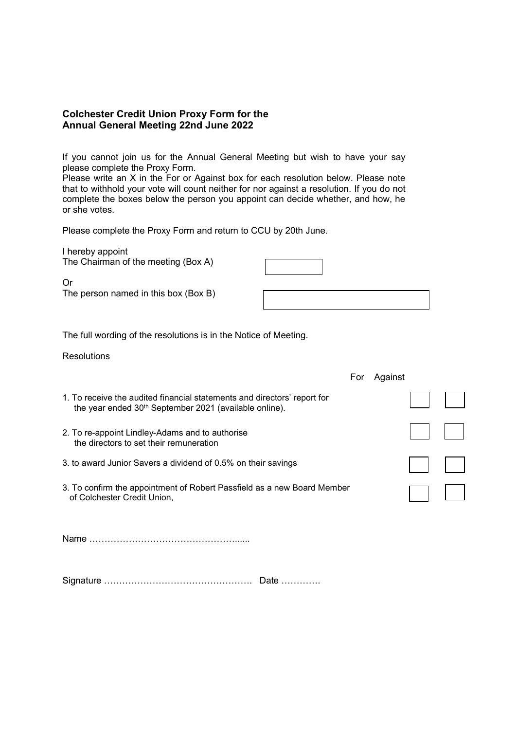**Colchester Credit Union Proxy Form for the Annual General Meeting 22nd June 2022**

If you cannot join us for the Annual General Meeting but wish to have your say please complete the Proxy Form.
Please write an X in the For or Against box for each resolution below. Please note that to withhold your vote will count neither for nor against a resolution. If you do not complete the boxes below the person you appoint can decide whether, and how, he or she votes.

Please complete the Proxy Form and return to CCU by 20th June.

I hereby appoint
The Chairman of the meeting (Box A) ☐

Or
The person named in this box (Box B) ☐

The full wording of the resolutions is in the Notice of Meeting.

Resolutions

| | For | Against |
|---|---|---|
| 1. To receive the audited financial statements and directors' report for the year ended 30th September 2021 (available online). | ☐ | ☐ |
| 2. To re-appoint Lindley-Adams and to authorise the directors to set their remuneration | ☐ | ☐ |
| 3. to award Junior Savers a dividend of 0.5% on their savings | ☐ | ☐ |
| 3. To confirm the appointment of Robert Passfield as a new Board Member of Colchester Credit Union, | ☐ | ☐ |

Name ……………………………………….......

Signature …………………………………………. Date ………….